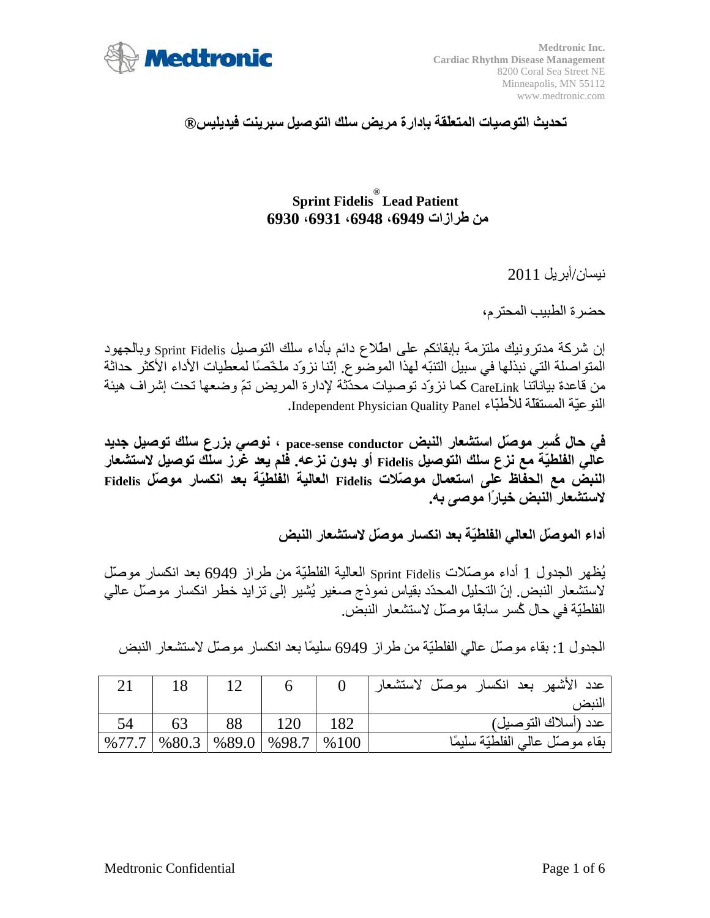Medtronic Inc.
Cardiac Rhythm Disease Management
8200 Coral Sea Street NE
Minneapolis, MN 55112
www.medtronic.com

## تحديث التوصيات المتعلّقة بإدارة مريض سلك التوصيل سبرينت فيديليس®

## Sprint Fidelis® Lead Patient
## من طرازات 6949، 6948، 6931، 6930

نيسان/أبريل 2011

حضرة الطبيب المحترم،

إن شركة مدترونيك ملتزمة بإبقائكم على اطّلاع دائم بأداء سلك التوصيل Sprint Fidelis وبالجهود المتواصلة التي نبذلها في سبيل التنبّه لهذا الموضوع. إنّنا نزوّد ملخّصًا لمعطيات الأداء الأكثر حداثة من قاعدة بياناتنا CareLink كما نزوّد توصيات محدّثة لإدارة المريض تمّ وضعها تحت إشراف هيئة النوعيّة المستقلة للأطبّاء Independent Physician Quality Panel.

**في حال كُسِر موصّل استشعار النبض pace-sense conductor ، نوصي بزرع سلك توصيل جديد عالي الفلطيّة مع نزع سلك التوصيل Fidelis أو بدون نزعه. فلم يعد غرز سلك توصيل لاستشعار النبض مع الحفاظ على استعمال موصّلات Fidelis العالية الفلطيّة بعد انكسار موصّل Fidelis لاستشعار النبض خيارًا موصى به.**

### أداء الموصّل العالي الفلطيّة بعد انكسار موصّل لاستشعار النبض

يُظهر الجدول 1 أداء موصّلات Sprint Fidelis العالية الفلطيّة من طراز 6949 بعد انكسار موصّل لاستشعار النبض. إنّ التحليل المحدّد بقياس نموذج صغير يُشير إلى تزايد خطر انكسار موصّل عالي الفلطيّة في حال كُسر سابقًا موصّل لاستشعار النبض.

الجدول 1: بقاء موصّل عالي الفلطيّة من طراز 6949 سليمًا بعد انكسار موصّل لاستشعار النبض

| عدد الأشهر بعد انكسار موصّل لاستشعار النبض | 0 | 6 | 12 | 18 | 21 |
|---|---|---|---|---|---|
| عدد (أسلاك التوصيل) | 182 | 120 | 88 | 63 | 54 |
| بقاء موصّل عالي الفلطيّة سليمًا | %100 | %98.7 | %89.0 | %80.3 | %77.7 |

Medtronic Confidential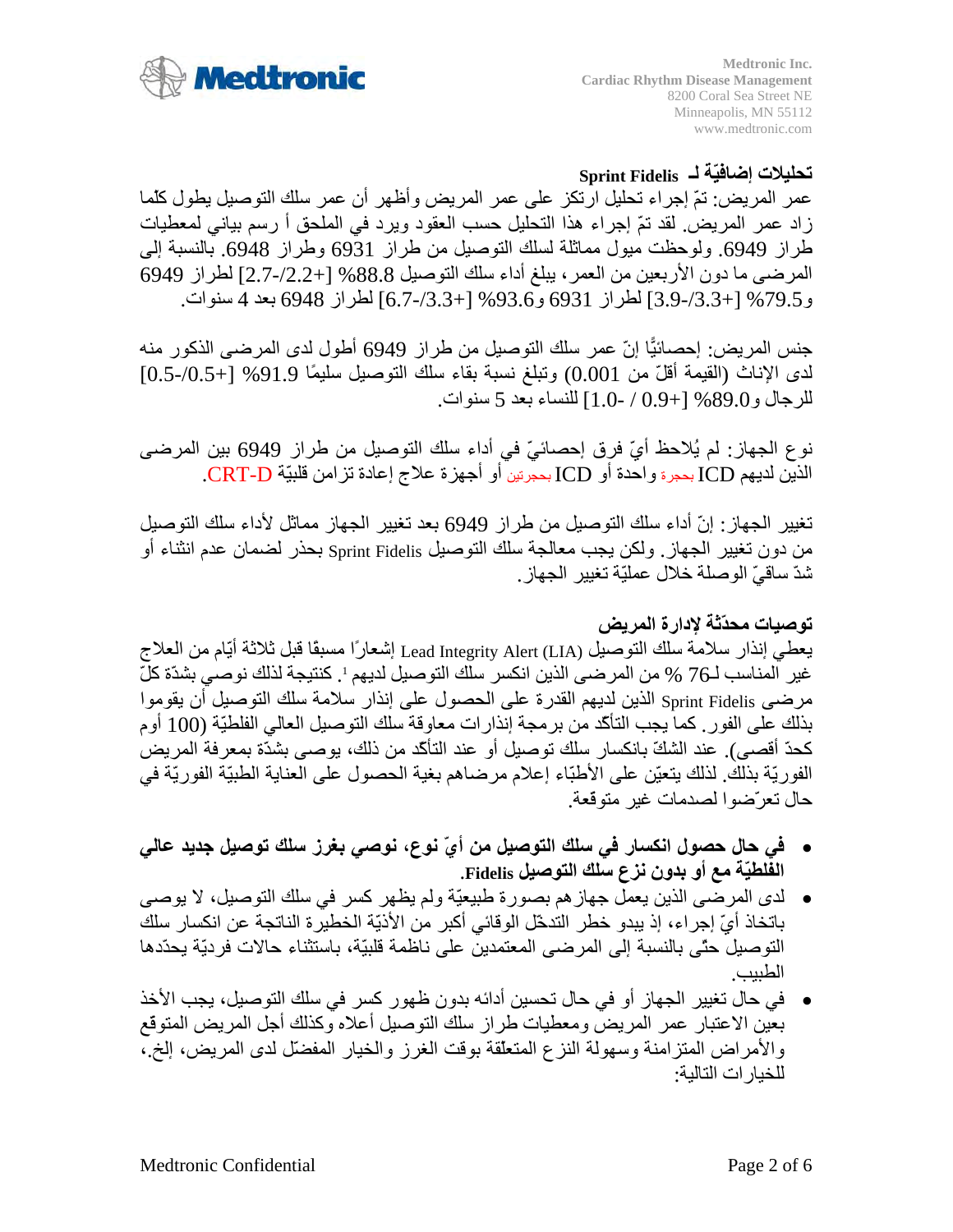## تحليلات إضافيّة لـ Sprint Fidelis

عمر المريض: تمّ إجراء تحليل ارتكز على عمر المريض وأظهر أن عمر سلك التوصيل يطول كلّما زاد عمر المريض. لقد تمّ إجراء هذا التحليل حسب العقود ويرد في الملحق أ رسم بياني لمعطيات طراز 6949. ولوحظت ميول مماثلة لسلك التوصيل من طراز 6931 وطراز 6948. بالنسبة إلى المرضى ما دون الأربعين من العمر، يبلغ أداء سلك التوصيل 88.8% [+2.2/-2.7] لطراز 6949 و79.5% [+3.3/-3.9] لطراز 6931 و93.6% [+3.3/-6.7] لطراز 6948 بعد 4 سنوات.

جنس المريض: إحصائيًّا إنّ عمر سلك التوصيل من طراز 6949 أطول لدى المرضى الذكور منه لدى الإناث (القيمة أقلّ من 0.001) وتبلغ نسبة بقاء سلك التوصيل سليمًا 91.9% [+0.5/-0.5] للرجال و89.0% [+0.9 / -1.0] للنساء بعد 5 سنوات.

نوع الجهاز: لم يُلاحظ أيّ فرق إحصائيّ في أداء سلك التوصيل من طراز 6949 بين المرضى الذين لديهم ICD بحجرة واحدة أو ICD بحجرتين أو أجهزة علاج إعادة تزامن قلبيّة CRT-D.

تغيير الجهاز: إنّ أداء سلك التوصيل من طراز 6949 بعد تغيير الجهاز مماثل لأداء سلك التوصيل من دون تغيير الجهاز. ولكن يجب معالجة سلك التوصيل Sprint Fidelis بحذر لضمان عدم انثناء أو شدّ ساقيّ الوصلة خلال عمليّة تغيير الجهاز.

## توصيات محدّثة لإدارة المريض

يعطي إنذار سلامة سلك التوصيل Lead Integrity Alert (LIA) إشعارًا مسبقًا قبل ثلاثة أيّام من العلاج غير المناسب لـ76 % من المرضى الذين انكسر سلك التوصيل لديهم [1]. كنتيجة لذلك نوصي بشدّة كلّ مرضى Sprint Fidelis الذين لديهم القدرة على الحصول على إنذار سلامة سلك التوصيل أن يقوموا بذلك على الفور. كما يجب التأكّد من برمجة إنذارات معاوقة سلك التوصيل العالي الفلطيّة (100 أوم كحدّ أقصى). عند الشكّ بانكسار سلك توصيل أو عند التأكّد من ذلك، يوصى بشدّة بمعرفة المريض الفوريّة بذلك. لذلك يتعيّن على الأطبّاء إعلام مرضاهم بغية الحصول على العناية الطبيّة الفوريّة في حال تعرّضوا لصدمات غير متوقعة.

- **في حال حصول انكسار في سلك التوصيل من أيّ نوع، نوصي بغرز سلك توصيل جديد عالي الفلطيّة مع أو بدون نزع سلك التوصيل Fidelis.**
- لدى المرضى الذين يعمل جهازهم بصورة طبيعيّة ولم يظهر كسر في سلك التوصيل، لا يوصى باتخاذ أيّ إجراء، إذ يبدو خطر التدخّل الوقائي أكبر من الأذيّة الخطيرة الناتجة عن انكسار سلك التوصيل حتّى بالنسبة إلى المرضى المعتمدين على ناظمة قلبيّة، باستثناء حالات فرديّة يحدّدها الطبيب.
- في حال تغيير الجهاز أو في حال تحسين أدائه بدون ظهور كسر في سلك التوصيل، يجب الأخذ بعين الاعتبار عمر المريض ومعطيات طراز سلك التوصيل أعلاه وكذلك أجل المريض المتوقع والأمراض المتزامنة وسهولة النزع المتعلّقة بوقت الغرز والخيار المفضّل لدى المريض، إلخ.، للخيارات التالية: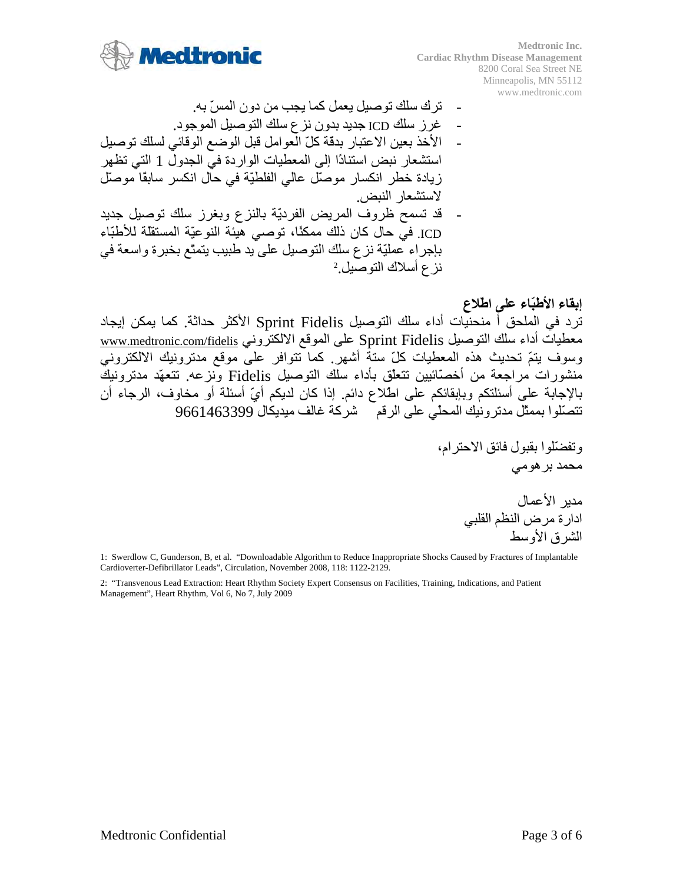- ترك سلك توصيل يعمل كما يجب من دون المسّ به.
- غرز سلك ICD جديد بدون نزع سلك التوصيل الموجود.
- الأخذ بعين الاعتبار بدقة كلّ العوامل قبل الوضع الوقائي لسلك توصيل استشعار نبض استنادًا إلى المعطيات الواردة في الجدول 1 التي تظهر زيادة خطر انكسار موصّل عالي الفلطيّة في حال انكسر سابقًا موصّل لاستشعار النبض.
- قد تسمح ظروف المريض الفرديّة بالنزع وبغرز سلك توصيل جديد ICD. في حال كان ذلك ممكنًا، توصي هيئة النوعيّة المستقلّة للأطبّاء بإجراء عمليّة نزع سلك التوصيل على يد طبيب يتمتّع بخبرة واسعة في نزع أسلاك التوصيل.[2]

**إبقاء الأطبّاء على اطلاع**

ترد في الملحق أ منحنيات أداء سلك التوصيل Sprint Fidelis الأكثر حداثة. كما يمكن إيجاد معطيات أداء سلك التوصيل Sprint Fidelis على الموقع الالكتروني www.medtronic.com/fidelis وسوف يتمّ تحديث هذه المعطيات كلّ ستة أشهر. كما تتوافر على موقع مدترونيك الالكتروني منشورات مراجعة من أخصّائيين تتعلّق بأداء سلك التوصيل Fidelis ونزعه. تتعهّد مدترونيك بالإجابة على أسئلتكم وبإبقائكم على اطّلاع دائم. إذا كان لديكم أيّ أسئلة أو مخاوف، الرجاء أن تتصّلوا بممثّل مدترونيك المحلّي على الرقم شركة غالف ميديكال 9661463399

وتفضّلوا بقبول فائق الاحترام،

محمد برهومي

مدير الأعمال

ادارة مرض النظم القلبي

الشرق الأوسط

1: Swerdlow C, Gunderson, B, et al. "Downloadable Algorithm to Reduce Inappropriate Shocks Caused by Fractures of Implantable Cardioverter-Defibrillator Leads", Circulation, November 2008, 118: 1122-2129.

2: "Transvenous Lead Extraction: Heart Rhythm Society Expert Consensus on Facilities, Training, Indications, and Patient Management", Heart Rhythm, Vol 6, No 7, July 2009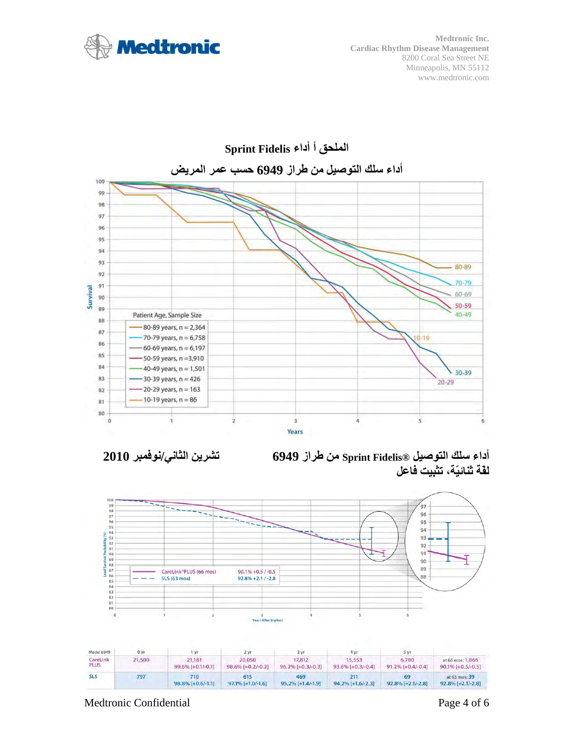## الملحق أ أداء Sprint Fidelis

### أداء سلك التوصيل من طراز 6949 حسب عمر المريض

Patient Age, Sample Size

- 80-89 years, n = 2,364
- 70-79 years, n = 6,758
- 60-69 years, n = 6,197
- 50-59 years, n =3,910
- 40-49 years, n = 1,501
- 30-39 years, n = 426
- 20-29 years, n = 163
- 10-19 years, n = 86

**تشرين الثاني/نوفمبر 2010**

**أداء سلك التوصيل Sprint Fidelis® من طراز 6949**
**لفة ثنائيّة، تثبيت فاعل**

- CareLink®PLUS (66 mos) — 90.1% +0.5 / -0.5
- SLS (63 mos) — 92.8% +2.1 / -2.8

| Model 6949 | 0 yr | 1 yr | 2 yr | 3 yr | 4 yr | 5 yr | |
|---|---|---|---|---|---|---|---|
| CareLink PLUS | 21,500 | 21,181<br>99.6% [+0.1/-0.1] | 20,050<br>98.6% [+0.2/-0.2] | 17,812<br>96.2% [+0.3/-0.3] | 15,553<br>93.6% [+0.3/-0.4] | 6,780<br>91.2% [+0.4/-0.4] | at 66 mos: 1,866<br>90.1% [+0.5/-0.5] |
| SLS | 797 | 710<br>98.8% [+0.6/-1.1] | 615<br>97.1% [+1.0/-1.6] | 469<br>95.2% [+1.4/-1.9] | 211<br>94.2% [+1.6/-2.3] | 69<br>92.8% [+2.1/-2.8] | at 63 mos: 39<br>92.8% [+2.1/-2.8] |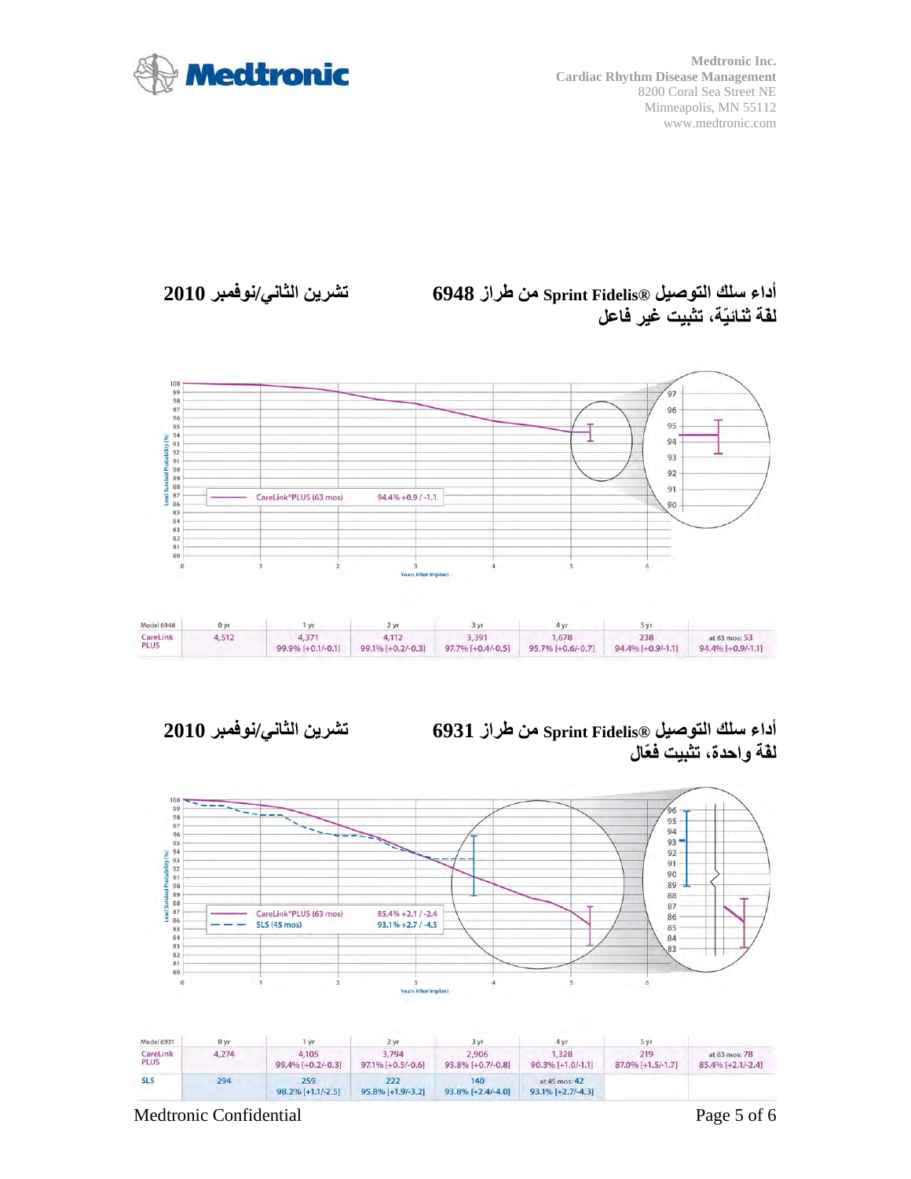Medtronic Inc.
Cardiac Rhythm Disease Management
8200 Coral Sea Street NE
Minneapolis, MN 55112
www.medtronic.com

## أداء سلك التوصيل Sprint Fidelis® من طراز 6948 لفة ثنائيّة، تثبيت غير فاعل

**تشرين الثاني/نوفمبر 2010**

CareLink®PLUS (63 mos) 94.4% +0.9 / -1.1

| Model 6948 | 0 yr | 1 yr | 2 yr | 3 yr | 4 yr | 5 yr | |
|---|---|---|---|---|---|---|---|
| CareLink PLUS | 4,512 | 4,371<br>99.9% [+0.1/-0.1] | 4,112<br>99.1% [+0.2/-0.3] | 3,391<br>97.7% [+0.4/-0.5] | 1,678<br>95.7% [+0.6/-0.7] | 238<br>94.4% [+0.9/-1.1] | at 63 mos: 53<br>94.4% [+0.9/-1.1] |

## أداء سلك التوصيل Sprint Fidelis® من طراز 6931 لفة واحدة، تثبيت فعّال

**تشرين الثاني/نوفمبر 2010**

CareLink®PLUS (63 mos) 85.4% +2.1 / -2.4
SLS (45 mos) 93.1% +2.7 / -4.3

| Model 6931 | 0 yr | 1 yr | 2 yr | 3 yr | 4 yr | 5 yr | |
|---|---|---|---|---|---|---|---|
| CareLink PLUS | 4,274 | 4,105<br>99.4% [+0.2/-0.3] | 3,794<br>97.1% [+0.5/-0.6] | 2,906<br>93.8% [+0.7/-0.8] | 1,328<br>90.3% [+1.0/-1.1] | 219<br>87.0% [+1.5/-1.7] | at 63 mos: 78<br>85.4% [+2.1/-2.4] |
| SLS | 294 | 259<br>98.2% [+1.1/-2.5] | 222<br>95.8% [+1.9/-3.2] | 140<br>93.8% [+2.4/-4.0] | at 45 mos: 42<br>93.1% [+2.7/-4.3] | | |

Medtronic Confidential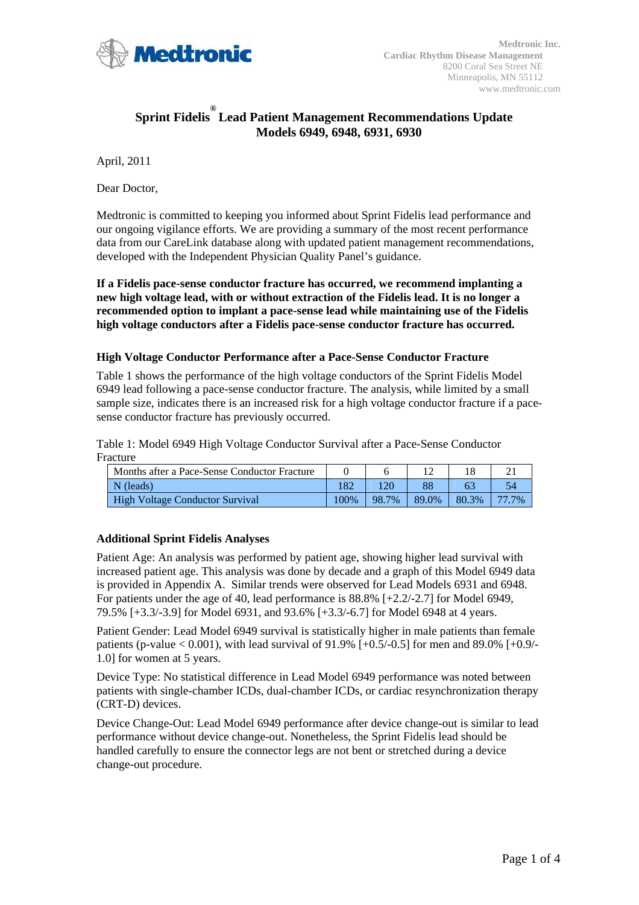Medtronic Inc.
Cardiac Rhythm Disease Management
8200 Coral Sea Street NE
Minneapolis, MN 55112
www.medtronic.com

# Sprint Fidelis® Lead Patient Management Recommendations Update
## Models 6949, 6948, 6931, 6930

April, 2011

Dear Doctor,

Medtronic is committed to keeping you informed about Sprint Fidelis lead performance and our ongoing vigilance efforts. We are providing a summary of the most recent performance data from our CareLink database along with updated patient management recommendations, developed with the Independent Physician Quality Panel's guidance.

**If a Fidelis pace-sense conductor fracture has occurred, we recommend implanting a new high voltage lead, with or without extraction of the Fidelis lead. It is no longer a recommended option to implant a pace-sense lead while maintaining use of the Fidelis high voltage conductors after a Fidelis pace-sense conductor fracture has occurred.**

### High Voltage Conductor Performance after a Pace-Sense Conductor Fracture

Table 1 shows the performance of the high voltage conductors of the Sprint Fidelis Model 6949 lead following a pace-sense conductor fracture. The analysis, while limited by a small sample size, indicates there is an increased risk for a high voltage conductor fracture if a pace-sense conductor fracture has previously occurred.

Table 1: Model 6949 High Voltage Conductor Survival after a Pace-Sense Conductor Fracture

| Months after a Pace-Sense Conductor Fracture | 0 | 6 | 12 | 18 | 21 |
|---|---|---|---|---|---|
| N (leads) | 182 | 120 | 88 | 63 | 54 |
| High Voltage Conductor Survival | 100% | 98.7% | 89.0% | 80.3% | 77.7% |

### Additional Sprint Fidelis Analyses

Patient Age: An analysis was performed by patient age, showing higher lead survival with increased patient age. This analysis was done by decade and a graph of this Model 6949 data is provided in Appendix A. Similar trends were observed for Lead Models 6931 and 6948. For patients under the age of 40, lead performance is 88.8% [+2.2/-2.7] for Model 6949, 79.5% [+3.3/-3.9] for Model 6931, and 93.6% [+3.3/-6.7] for Model 6948 at 4 years.

Patient Gender: Lead Model 6949 survival is statistically higher in male patients than female patients (p-value $< 0.001$), with lead survival of 91.9% [+0.5/-0.5] for men and 89.0% [+0.9/-1.0] for women at 5 years.

Device Type: No statistical difference in Lead Model 6949 performance was noted between patients with single-chamber ICDs, dual-chamber ICDs, or cardiac resynchronization therapy (CRT-D) devices.

Device Change-Out: Lead Model 6949 performance after device change-out is similar to lead performance without device change-out. Nonetheless, the Sprint Fidelis lead should be handled carefully to ensure the connector legs are not bent or stretched during a device change-out procedure.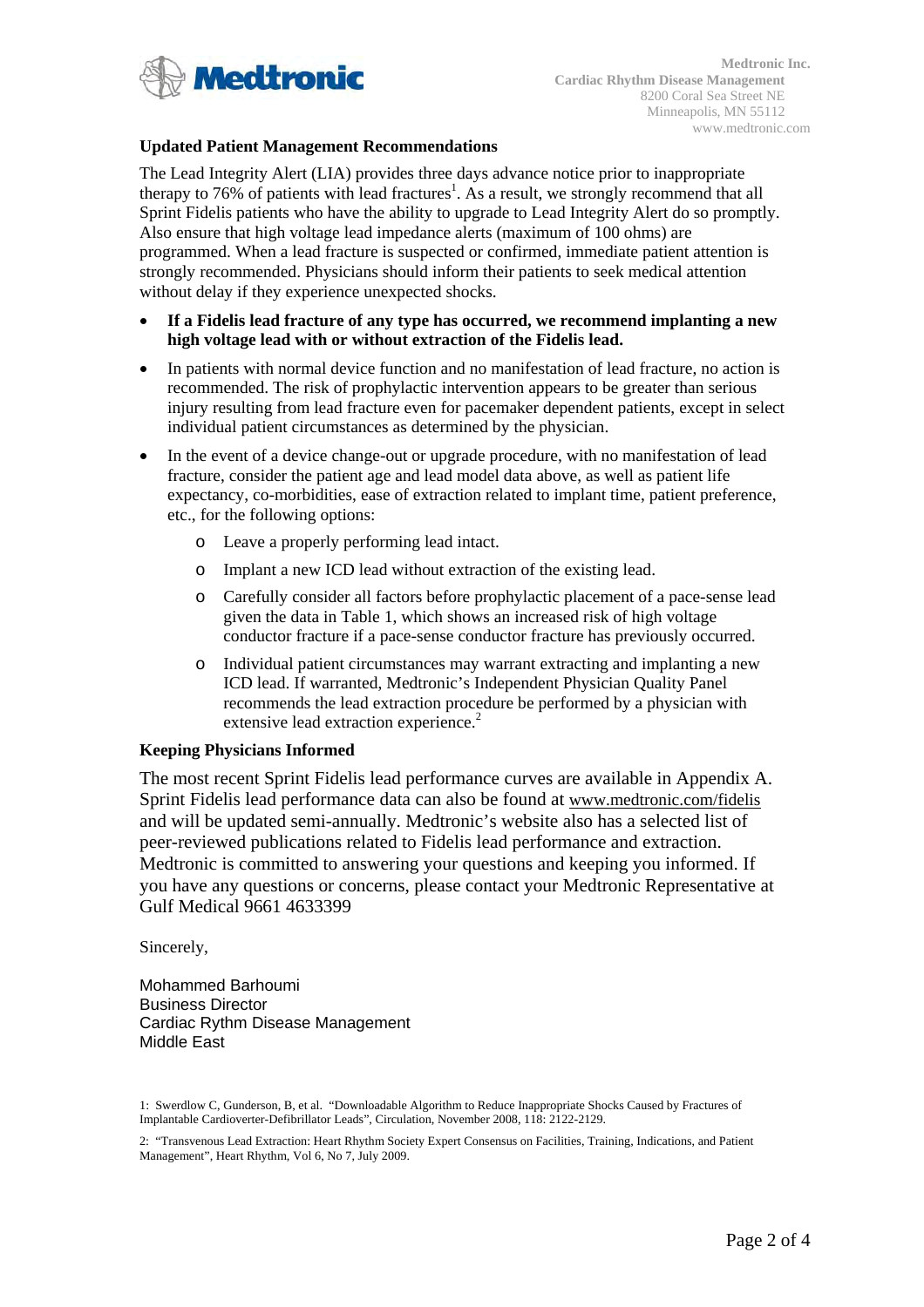Medtronic Inc.
**Cardiac Rhythm Disease Management**
8200 Coral Sea Street NE
Minneapolis, MN 55112
www.medtronic.com

**Updated Patient Management Recommendations**

The Lead Integrity Alert (LIA) provides three days advance notice prior to inappropriate therapy to 76% of patients with lead fractures[1]. As a result, we strongly recommend that all Sprint Fidelis patients who have the ability to upgrade to Lead Integrity Alert do so promptly. Also ensure that high voltage lead impedance alerts (maximum of 100 ohms) are programmed. When a lead fracture is suspected or confirmed, immediate patient attention is strongly recommended. Physicians should inform their patients to seek medical attention without delay if they experience unexpected shocks.

- **If a Fidelis lead fracture of any type has occurred, we recommend implanting a new high voltage lead with or without extraction of the Fidelis lead.**
- In patients with normal device function and no manifestation of lead fracture, no action is recommended. The risk of prophylactic intervention appears to be greater than serious injury resulting from lead fracture even for pacemaker dependent patients, except in select individual patient circumstances as determined by the physician.
- In the event of a device change-out or upgrade procedure, with no manifestation of lead fracture, consider the patient age and lead model data above, as well as patient life expectancy, co-morbidities, ease of extraction related to implant time, patient preference, etc., for the following options:
  - Leave a properly performing lead intact.
  - Implant a new ICD lead without extraction of the existing lead.
  - Carefully consider all factors before prophylactic placement of a pace-sense lead given the data in Table 1, which shows an increased risk of high voltage conductor fracture if a pace-sense conductor fracture has previously occurred.
  - Individual patient circumstances may warrant extracting and implanting a new ICD lead. If warranted, Medtronic's Independent Physician Quality Panel recommends the lead extraction procedure be performed by a physician with extensive lead extraction experience.[2]

**Keeping Physicians Informed**

The most recent Sprint Fidelis lead performance curves are available in Appendix A. Sprint Fidelis lead performance data can also be found at www.medtronic.com/fidelis and will be updated semi-annually. Medtronic's website also has a selected list of peer-reviewed publications related to Fidelis lead performance and extraction. Medtronic is committed to answering your questions and keeping you informed. If you have any questions or concerns, please contact your Medtronic Representative at Gulf Medical 9661 4633399

Sincerely,

Mohammed Barhoumi
Business Director
Cardiac Rythm Disease Management
Middle East

1: Swerdlow C, Gunderson, B, et al. "Downloadable Algorithm to Reduce Inappropriate Shocks Caused by Fractures of Implantable Cardioverter-Defibrillator Leads", Circulation, November 2008, 118: 2122-2129.

2: "Transvenous Lead Extraction: Heart Rhythm Society Expert Consensus on Facilities, Training, Indications, and Patient Management", Heart Rhythm, Vol 6, No 7, July 2009.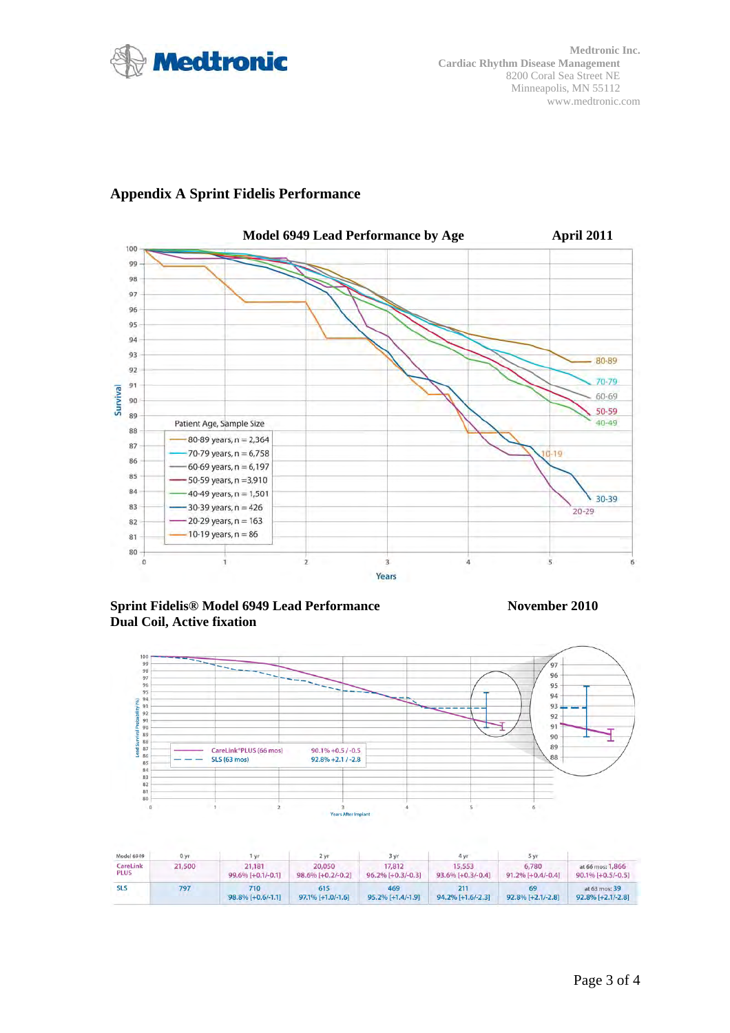## Appendix A Sprint Fidelis Performance

**Model 6949 Lead Performance by Age** **April 2011**

Patient Age, Sample Size

- 80-89 years, n = 2,364
- 70-79 years, n = 6,758
- 60-69 years, n = 6,197
- 50-59 years, n =3,910
- 40-49 years, n = 1,501
- 30-39 years, n = 426
- 20-29 years, n = 163
- 10-19 years, n = 86

**Sprint Fidelis® Model 6949 Lead Performance** **November 2010**
**Dual Coil, Active fixation**

- CareLink®PLUS (66 mos) 90.1% +0.5 / -0.5
- SLS (63 mos) 92.8% +2.1 / -2.8

| Model 6949 | 0 yr | 1 yr | 2 yr | 3 yr | 4 yr | 5 yr | |
|---|---|---|---|---|---|---|---|
| CareLink PLUS | 21,500 | 21,181<br>99.6% [+0.1/-0.1] | 20,050<br>98.6% [+0.2/-0.2] | 17,812<br>96.2% [+0.3/-0.3] | 15,553<br>93.6% [+0.3/-0.4] | 6,780<br>91.2% [+0.4/-0.4] | at 66 mos: 1,866<br>90.1% [+0.5/-0.5] |
| SLS | 797 | 710<br>98.8% [+0.6/-1.1] | 615<br>97.1% [+1.0/-1.6] | 469<br>95.2% [+1.4/-1.9] | 211<br>94.2% [+1.6/-2.3] | 69<br>92.8% [+2.1/-2.8] | at 63 mos: 39<br>92.8% [+2.1/-2.8] |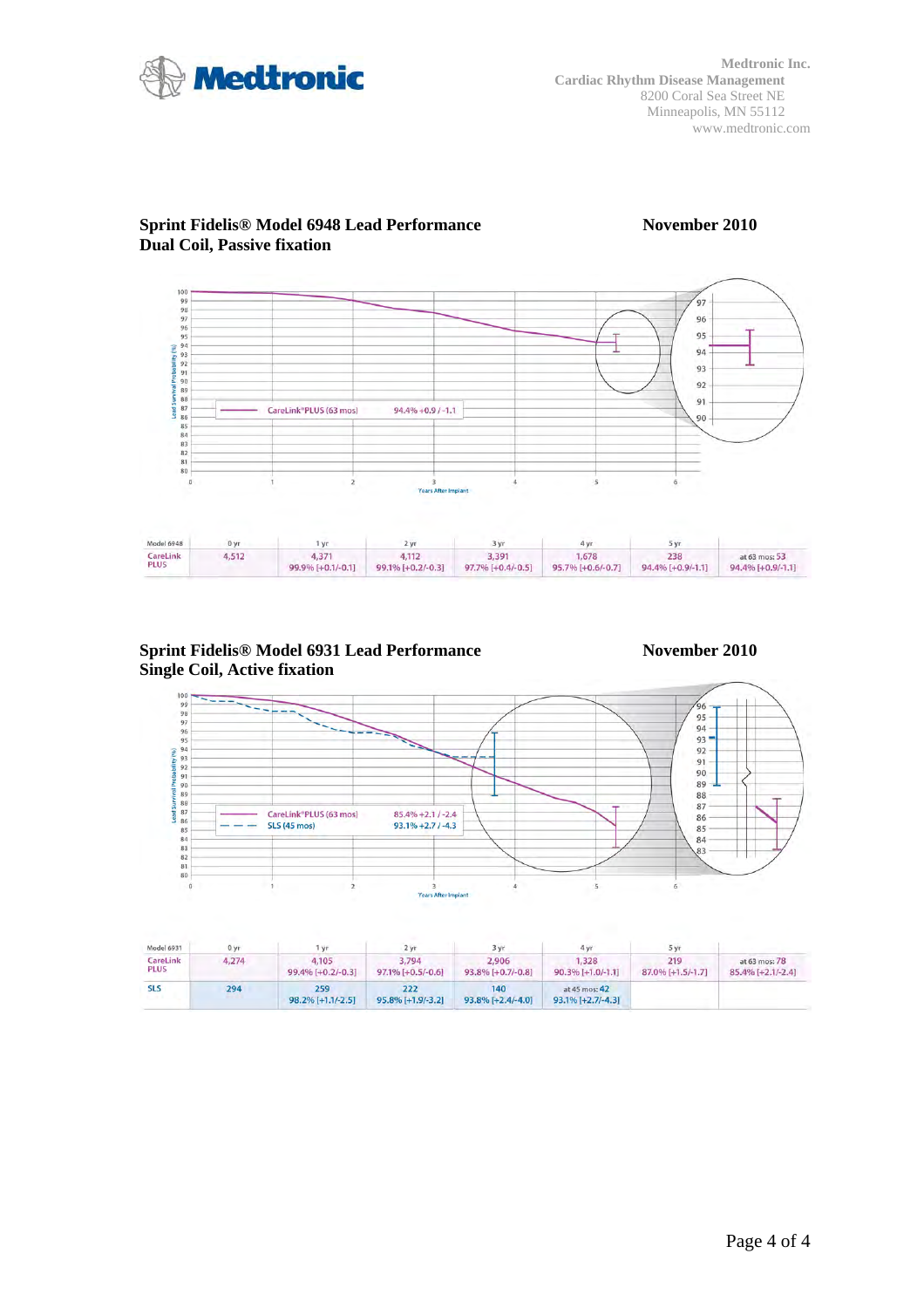Medtronic

**Medtronic Inc.**
**Cardiac Rhythm Disease Management**
8200 Coral Sea Street NE
Minneapolis, MN 55112
www.medtronic.com

## Sprint Fidelis® Model 6948 Lead Performance
## Dual Coil, Passive fixation

**November 2010**

Lead Survival Probability (%)

Years After Implant

CareLink®PLUS (63 mos) 94.4% +0.9 / -1.1

| Model 6948 | 0 yr | 1 yr | 2 yr | 3 yr | 4 yr | 5 yr | |
|---|---|---|---|---|---|---|---|
| CareLink PLUS | 4,512 | 4,371<br>99.9% [+0.1/-0.1] | 4,112<br>99.1% [+0.2/-0.3] | 3,391<br>97.7% [+0.4/-0.5] | 1,678<br>95.7% [+0.6/-0.7] | 238<br>94.4% [+0.9/-1.1] | at 63 mos: 53<br>94.4% [+0.9/-1.1] |

## Sprint Fidelis® Model 6931 Lead Performance
## Single Coil, Active fixation

**November 2010**

Lead Survival Probability (%)

Years After Implant

CareLink®PLUS (63 mos) 85.4% +2.1 / -2.4
SLS (45 mos) 93.1% +2.7 / -4.3

| Model 6931 | 0 yr | 1 yr | 2 yr | 3 yr | 4 yr | 5 yr | |
|---|---|---|---|---|---|---|---|
| CareLink PLUS | 4,274 | 4,105<br>99.4% [+0.2/-0.3] | 3,794<br>97.1% [+0.5/-0.6] | 2,906<br>93.8% [+0.7/-0.8] | 1,328<br>90.3% [+1.0/-1.1] | 219<br>87.0% [+1.5/-1.7] | at 63 mos: 78<br>85.4% [+2.1/-2.4] |
| SLS | 294 | 259<br>98.2% [+1.1/-2.5] | 222<br>95.8% [+1.9/-3.2] | 140<br>93.8% [+2.4/-4.0] | at 45 mos: 42<br>93.1% [+2.7/-4.3] | | |